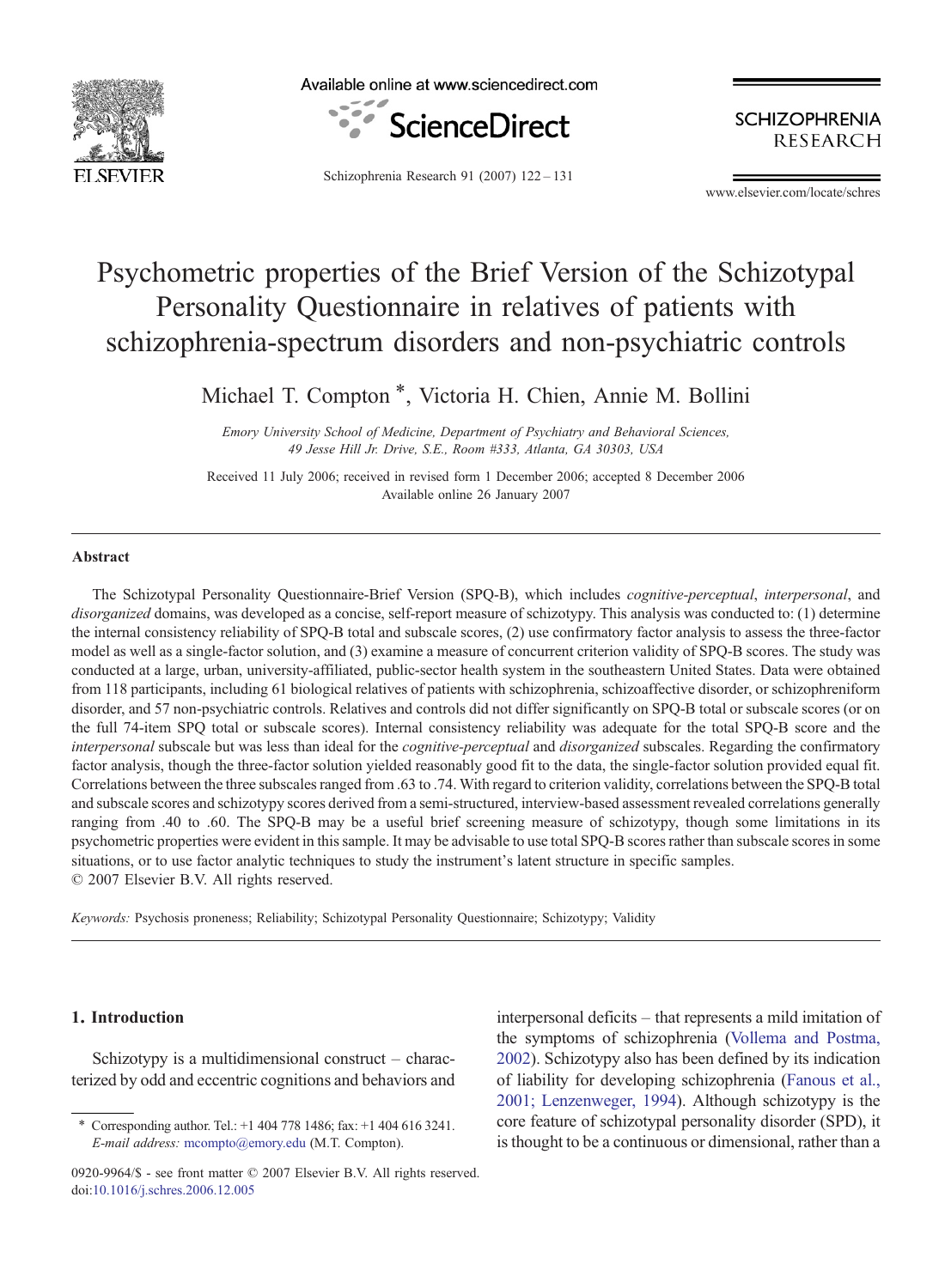# Psychometric properties of the Brief Version of the Schizotypal Personality Questionnaire in relatives of patients with schizophrenia-spectrum disorders and non-psychiatric controls

Michael T. Compton *, Victoria H. Chien, Annie M. Bollini

*Emory University School of Medicine, Department of Psychiatry and Behavioral Sciences, 49 Jesse Hill Jr. Drive, S.E., Room #333, Atlanta, GA 30303, USA*

Received 11 July 2006; received in revised form 1 December 2006; accepted 8 December 2006
Available online 26 January 2007

## Abstract

The Schizotypal Personality Questionnaire-Brief Version (SPQ-B), which includes *cognitive-perceptual*, *interpersonal*, and *disorganized* domains, was developed as a concise, self-report measure of schizotypy. This analysis was conducted to: (1) determine the internal consistency reliability of SPQ-B total and subscale scores, (2) use confirmatory factor analysis to assess the three-factor model as well as a single-factor solution, and (3) examine a measure of concurrent criterion validity of SPQ-B scores. The study was conducted at a large, urban, university-affiliated, public-sector health system in the southeastern United States. Data were obtained from 118 participants, including 61 biological relatives of patients with schizophrenia, schizoaffective disorder, or schizophreniform disorder, and 57 non-psychiatric controls. Relatives and controls did not differ significantly on SPQ-B total or subscale scores (or on the full 74-item SPQ total or subscale scores). Internal consistency reliability was adequate for the total SPQ-B score and the *interpersonal* subscale but was less than ideal for the *cognitive-perceptual* and *disorganized* subscales. Regarding the confirmatory factor analysis, though the three-factor solution yielded reasonably good fit to the data, the single-factor solution provided equal fit. Correlations between the three subscales ranged from .63 to .74. With regard to criterion validity, correlations between the SPQ-B total and subscale scores and schizotypy scores derived from a semi-structured, interview-based assessment revealed correlations generally ranging from .40 to .60. The SPQ-B may be a useful brief screening measure of schizotypy, though some limitations in its psychometric properties were evident in this sample. It may be advisable to use total SPQ-B scores rather than subscale scores in some situations, or to use factor analytic techniques to study the instrument's latent structure in specific samples.
© 2007 Elsevier B.V. All rights reserved.

*Keywords:* Psychosis proneness; Reliability; Schizotypal Personality Questionnaire; Schizotypy; Validity

## 1. Introduction

Schizotypy is a multidimensional construct – characterized by odd and eccentric cognitions and behaviors and interpersonal deficits – that represents a mild imitation of the symptoms of schizophrenia (Vollema and Postma, 2002). Schizotypy also has been defined by its indication of liability for developing schizophrenia (Fanous et al., 2001; Lenzenweger, 1994). Although schizotypy is the core feature of schizotypal personality disorder (SPD), it is thought to be a continuous or dimensional, rather than a

* Corresponding author. Tel.: +1 404 778 1486; fax: +1 404 616 3241. *E-mail address:* mcompto@emory.edu (M.T. Compton).

0920-9964/$ - see front matter © 2007 Elsevier B.V. All rights reserved.
doi:10.1016/j.schres.2006.12.005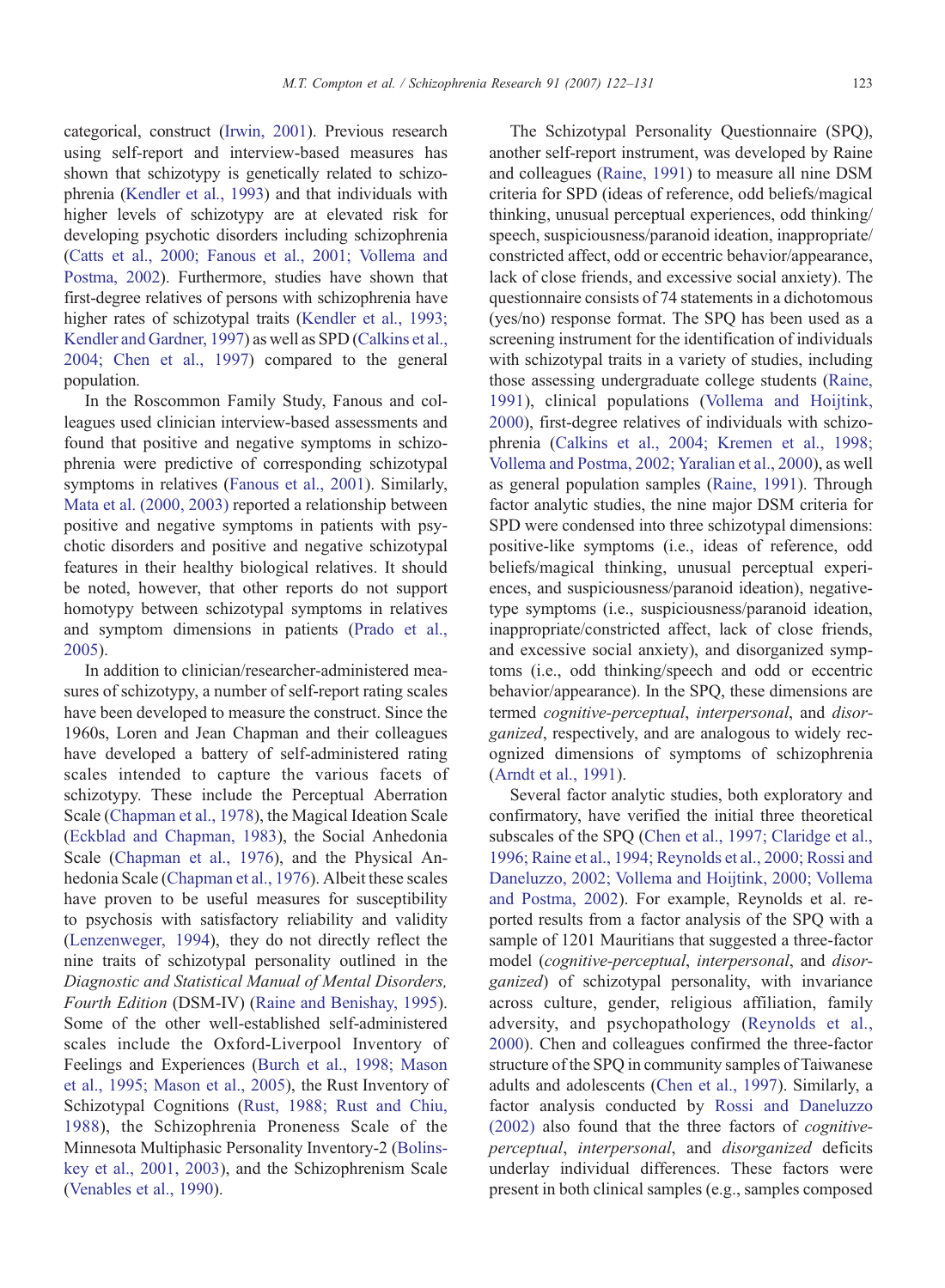categorical, construct (Irwin, 2001). Previous research using self-report and interview-based measures has shown that schizotypy is genetically related to schizophrenia (Kendler et al., 1993) and that individuals with higher levels of schizotypy are at elevated risk for developing psychotic disorders including schizophrenia (Catts et al., 2000; Fanous et al., 2001; Vollema and Postma, 2002). Furthermore, studies have shown that first-degree relatives of persons with schizophrenia have higher rates of schizotypal traits (Kendler et al., 1993; Kendler and Gardner, 1997) as well as SPD (Calkins et al., 2004; Chen et al., 1997) compared to the general population.

In the Roscommon Family Study, Fanous and colleagues used clinician interview-based assessments and found that positive and negative symptoms in schizophrenia were predictive of corresponding schizotypal symptoms in relatives (Fanous et al., 2001). Similarly, Mata et al. (2000, 2003) reported a relationship between positive and negative symptoms in patients with psychotic disorders and positive and negative schizotypal features in their healthy biological relatives. It should be noted, however, that other reports do not support homotypy between schizotypal symptoms in relatives and symptom dimensions in patients (Prado et al., 2005).

In addition to clinician/researcher-administered measures of schizotypy, a number of self-report rating scales have been developed to measure the construct. Since the 1960s, Loren and Jean Chapman and their colleagues have developed a battery of self-administered rating scales intended to capture the various facets of schizotypy. These include the Perceptual Aberration Scale (Chapman et al., 1978), the Magical Ideation Scale (Eckblad and Chapman, 1983), the Social Anhedonia Scale (Chapman et al., 1976), and the Physical Anhedonia Scale (Chapman et al., 1976). Albeit these scales have proven to be useful measures for susceptibility to psychosis with satisfactory reliability and validity (Lenzenweger, 1994), they do not directly reflect the nine traits of schizotypal personality outlined in the *Diagnostic and Statistical Manual of Mental Disorders, Fourth Edition* (DSM-IV) (Raine and Benishay, 1995). Some of the other well-established self-administered scales include the Oxford-Liverpool Inventory of Feelings and Experiences (Burch et al., 1998; Mason et al., 1995; Mason et al., 2005), the Rust Inventory of Schizotypal Cognitions (Rust, 1988; Rust and Chiu, 1988), the Schizophrenia Proneness Scale of the Minnesota Multiphasic Personality Inventory-2 (Bolinskey et al., 2001, 2003), and the Schizophrenism Scale (Venables et al., 1990).

The Schizotypal Personality Questionnaire (SPQ), another self-report instrument, was developed by Raine and colleagues (Raine, 1991) to measure all nine DSM criteria for SPD (ideas of reference, odd beliefs/magical thinking, unusual perceptual experiences, odd thinking/speech, suspiciousness/paranoid ideation, inappropriate/constricted affect, odd or eccentric behavior/appearance, lack of close friends, and excessive social anxiety). The questionnaire consists of 74 statements in a dichotomous (yes/no) response format. The SPQ has been used as a screening instrument for the identification of individuals with schizotypal traits in a variety of studies, including those assessing undergraduate college students (Raine, 1991), clinical populations (Vollema and Hoijtink, 2000), first-degree relatives of individuals with schizophrenia (Calkins et al., 2004; Kremen et al., 1998; Vollema and Postma, 2002; Yaralian et al., 2000), as well as general population samples (Raine, 1991). Through factor analytic studies, the nine major DSM criteria for SPD were condensed into three schizotypal dimensions: positive-like symptoms (i.e., ideas of reference, odd beliefs/magical thinking, unusual perceptual experiences, and suspiciousness/paranoid ideation), negative-type symptoms (i.e., suspiciousness/paranoid ideation, inappropriate/constricted affect, lack of close friends, and excessive social anxiety), and disorganized symptoms (i.e., odd thinking/speech and odd or eccentric behavior/appearance). In the SPQ, these dimensions are termed *cognitive-perceptual*, *interpersonal*, and *disorganized*, respectively, and are analogous to widely recognized dimensions of symptoms of schizophrenia (Arndt et al., 1991).

Several factor analytic studies, both exploratory and confirmatory, have verified the initial three theoretical subscales of the SPQ (Chen et al., 1997; Claridge et al., 1996; Raine et al., 1994; Reynolds et al., 2000; Rossi and Daneluzzo, 2002; Vollema and Hoijtink, 2000; Vollema and Postma, 2002). For example, Reynolds et al. reported results from a factor analysis of the SPQ with a sample of 1201 Mauritians that suggested a three-factor model (*cognitive-perceptual*, *interpersonal*, and *disorganized*) of schizotypal personality, with invariance across culture, gender, religious affiliation, family adversity, and psychopathology (Reynolds et al., 2000). Chen and colleagues confirmed the three-factor structure of the SPQ in community samples of Taiwanese adults and adolescents (Chen et al., 1997). Similarly, a factor analysis conducted by Rossi and Daneluzzo (2002) also found that the three factors of *cognitive-perceptual*, *interpersonal*, and *disorganized* deficits underlay individual differences. These factors were present in both clinical samples (e.g., samples composed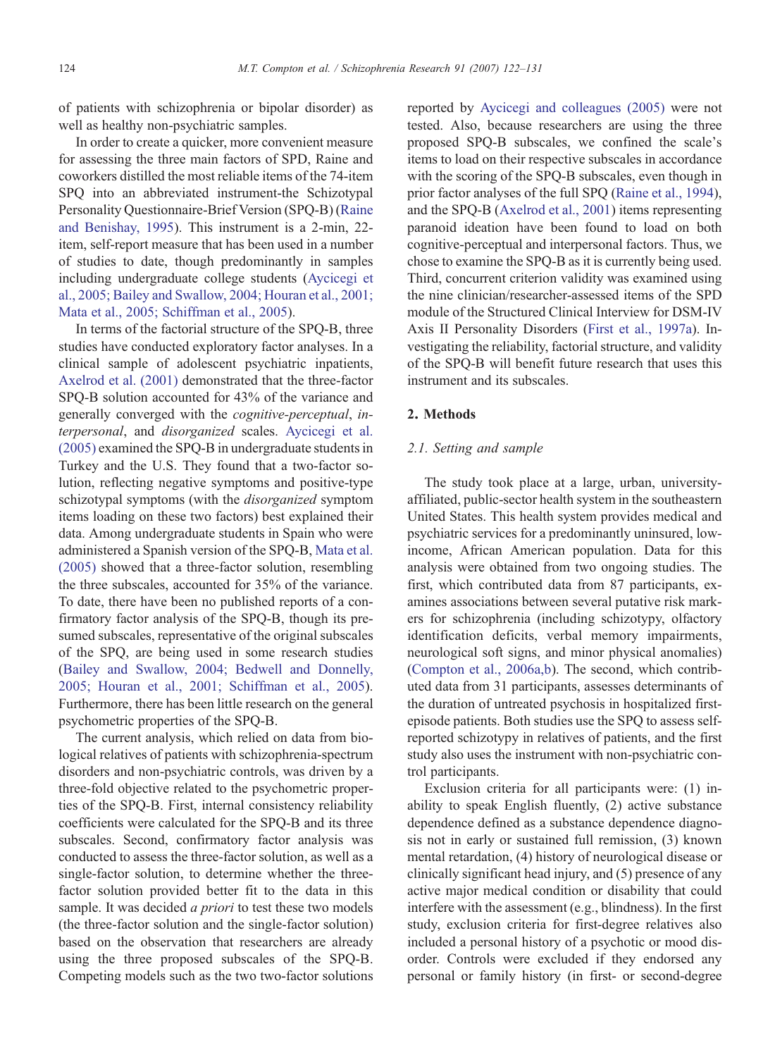of patients with schizophrenia or bipolar disorder) as well as healthy non-psychiatric samples.

In order to create a quicker, more convenient measure for assessing the three main factors of SPD, Raine and coworkers distilled the most reliable items of the 74-item SPQ into an abbreviated instrument-the Schizotypal Personality Questionnaire-Brief Version (SPQ-B) (Raine and Benishay, 1995). This instrument is a 2-min, 22-item, self-report measure that has been used in a number of studies to date, though predominantly in samples including undergraduate college students (Aycicegi et al., 2005; Bailey and Swallow, 2004; Houran et al., 2001; Mata et al., 2005; Schiffman et al., 2005).

In terms of the factorial structure of the SPQ-B, three studies have conducted exploratory factor analyses. In a clinical sample of adolescent psychiatric inpatients, Axelrod et al. (2001) demonstrated that the three-factor SPQ-B solution accounted for 43% of the variance and generally converged with the *cognitive-perceptual*, *interpersonal*, and *disorganized* scales. Aycicegi et al. (2005) examined the SPQ-B in undergraduate students in Turkey and the U.S. They found that a two-factor solution, reflecting negative symptoms and positive-type schizotypal symptoms (with the *disorganized* symptom items loading on these two factors) best explained their data. Among undergraduate students in Spain who were administered a Spanish version of the SPQ-B, Mata et al. (2005) showed that a three-factor solution, resembling the three subscales, accounted for 35% of the variance. To date, there have been no published reports of a confirmatory factor analysis of the SPQ-B, though its presumed subscales, representative of the original subscales of the SPQ, are being used in some research studies (Bailey and Swallow, 2004; Bedwell and Donnelly, 2005; Houran et al., 2001; Schiffman et al., 2005). Furthermore, there has been little research on the general psychometric properties of the SPQ-B.

The current analysis, which relied on data from biological relatives of patients with schizophrenia-spectrum disorders and non-psychiatric controls, was driven by a three-fold objective related to the psychometric properties of the SPQ-B. First, internal consistency reliability coefficients were calculated for the SPQ-B and its three subscales. Second, confirmatory factor analysis was conducted to assess the three-factor solution, as well as a single-factor solution, to determine whether the three-factor solution provided better fit to the data in this sample. It was decided *a priori* to test these two models (the three-factor solution and the single-factor solution) based on the observation that researchers are already using the three proposed subscales of the SPQ-B. Competing models such as the two two-factor solutions reported by Aycicegi and colleagues (2005) were not tested. Also, because researchers are using the three proposed SPQ-B subscales, we constrained the scale's items to load on their respective subscales in accordance with the scoring of the SPQ-B subscales, even though in prior factor analyses of the full SPQ (Raine et al., 1994), and the SPQ-B (Axelrod et al., 2001) items representing paranoid ideation have been found to load on both cognitive-perceptual and interpersonal factors. Thus, we chose to examine the SPQ-B as it is currently being used. Third, concurrent criterion validity was examined using the nine clinician/researcher-assessed items of the SPD module of the Structured Clinical Interview for DSM-IV Axis II Personality Disorders (First et al., 1997a). Investigating the reliability, factorial structure, and validity of the SPQ-B will benefit future research that uses this instrument and its subscales.

## 2. Methods

### 2.1. Setting and sample

The study took place at a large, urban, university-affiliated, public-sector health system in the southeastern United States. This health system provides medical and psychiatric services for a predominantly uninsured, low-income, African American population. Data for this analysis were obtained from two ongoing studies. The first, which contributed data from 87 participants, examines associations between several putative risk markers for schizophrenia (including schizotypy, olfactory identification deficits, verbal memory impairments, neurological soft signs, and minor physical anomalies) (Compton et al., 2006a,b). The second, which contributed data from 31 participants, assesses determinants of the duration of untreated psychosis in hospitalized first-episode patients. Both studies use the SPQ to assess self-reported schizotypy in relatives of patients, and the first study also uses the instrument with non-psychiatric control participants.

Exclusion criteria for all participants were: (1) inability to speak English fluently, (2) active substance dependence defined as a substance dependence diagnosis not in early or sustained full remission, (3) known mental retardation, (4) history of neurological disease or clinically significant head injury, and (5) presence of any active major medical condition or disability that could interfere with the assessment (e.g., blindness). In the first study, exclusion criteria for first-degree relatives also included a personal history of a psychotic or mood disorder. Controls were excluded if they endorsed any personal or family history (in first- or second-degree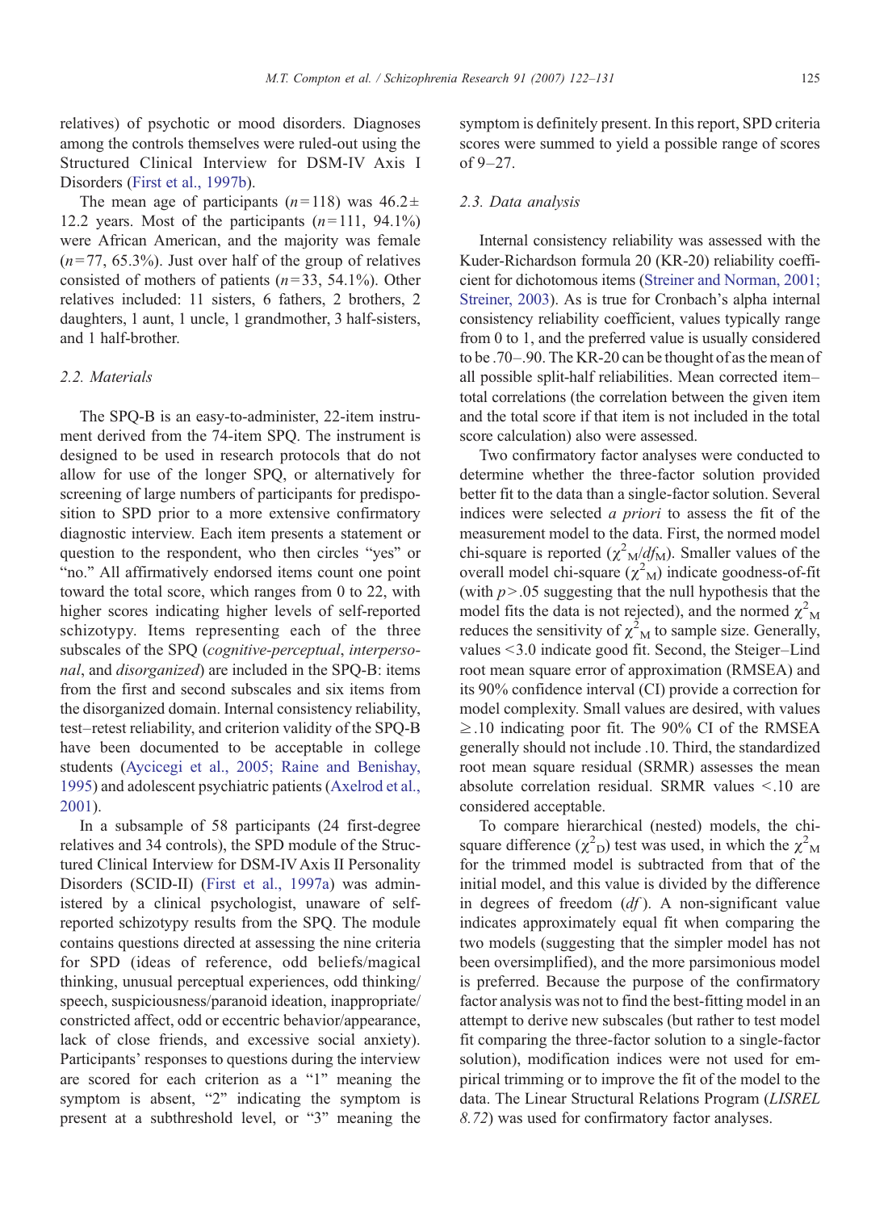relatives) of psychotic or mood disorders. Diagnoses among the controls themselves were ruled-out using the Structured Clinical Interview for DSM-IV Axis I Disorders (First et al., 1997b).

The mean age of participants ($n=118$) was $46.2 \pm 12.2$ years. Most of the participants ($n=111$, 94.1%) were African American, and the majority was female ($n=77$, 65.3%). Just over half of the group of relatives consisted of mothers of patients ($n=33$, 54.1%). Other relatives included: 11 sisters, 6 fathers, 2 brothers, 2 daughters, 1 aunt, 1 uncle, 1 grandmother, 3 half-sisters, and 1 half-brother.

### 2.2. Materials

The SPQ-B is an easy-to-administer, 22-item instrument derived from the 74-item SPQ. The instrument is designed to be used in research protocols that do not allow for use of the longer SPQ, or alternatively for screening of large numbers of participants for predisposition to SPD prior to a more extensive confirmatory diagnostic interview. Each item presents a statement or question to the respondent, who then circles "yes" or "no." All affirmatively endorsed items count one point toward the total score, which ranges from 0 to 22, with higher scores indicating higher levels of self-reported schizotypy. Items representing each of the three subscales of the SPQ (*cognitive-perceptual*, *interpersonal*, and *disorganized*) are included in the SPQ-B: items from the first and second subscales and six items from the disorganized domain. Internal consistency reliability, test–retest reliability, and criterion validity of the SPQ-B have been documented to be acceptable in college students (Aycicegi et al., 2005; Raine and Benishay, 1995) and adolescent psychiatric patients (Axelrod et al., 2001).

In a subsample of 58 participants (24 first-degree relatives and 34 controls), the SPD module of the Structured Clinical Interview for DSM-IV Axis II Personality Disorders (SCID-II) (First et al., 1997a) was administered by a clinical psychologist, unaware of self-reported schizotypy results from the SPQ. The module contains questions directed at assessing the nine criteria for SPD (ideas of reference, odd beliefs/magical thinking, unusual perceptual experiences, odd thinking/speech, suspiciousness/paranoid ideation, inappropriate/constricted affect, odd or eccentric behavior/appearance, lack of close friends, and excessive social anxiety). Participants' responses to questions during the interview are scored for each criterion as a "1" meaning the symptom is absent, "2" indicating the symptom is present at a subthreshold level, or "3" meaning the symptom is definitely present. In this report, SPD criteria scores were summed to yield a possible range of scores of 9–27.

### 2.3. Data analysis

Internal consistency reliability was assessed with the Kuder-Richardson formula 20 (KR-20) reliability coefficient for dichotomous items (Streiner and Norman, 2001; Streiner, 2003). As is true for Cronbach's alpha internal consistency reliability coefficient, values typically range from 0 to 1, and the preferred value is usually considered to be .70–.90. The KR-20 can be thought of as the mean of all possible split-half reliabilities. Mean corrected item–total correlations (the correlation between the given item and the total score if that item is not included in the total score calculation) also were assessed.

Two confirmatory factor analyses were conducted to determine whether the three-factor solution provided better fit to the data than a single-factor solution. Several indices were selected *a priori* to assess the fit of the measurement model to the data. First, the normed model chi-square is reported ($\chi^2_M/df_M$). Smaller values of the overall model chi-square ($\chi^2_M$) indicate goodness-of-fit (with $p > .05$ suggesting that the null hypothesis that the model fits the data is not rejected), and the normed $\chi^2_M$ reduces the sensitivity of $\chi^2_M$ to sample size. Generally, values $<3.0$ indicate good fit. Second, the Steiger–Lind root mean square error of approximation (RMSEA) and its 90% confidence interval (CI) provide a correction for model complexity. Small values are desired, with values $\geq .10$ indicating poor fit. The 90% CI of the RMSEA generally should not include .10. Third, the standardized root mean square residual (SRMR) assesses the mean absolute correlation residual. SRMR values $< .10$ are considered acceptable.

To compare hierarchical (nested) models, the chi-square difference ($\chi^2_D$) test was used, in which the $\chi^2_M$ for the trimmed model is subtracted from that of the initial model, and this value is divided by the difference in degrees of freedom (*df*). A non-significant value indicates approximately equal fit when comparing the two models (suggesting that the simpler model has not been oversimplified), and the more parsimonious model is preferred. Because the purpose of the confirmatory factor analysis was not to find the best-fitting model in an attempt to derive new subscales (but rather to test model fit comparing the three-factor solution to a single-factor solution), modification indices were not used for empirical trimming or to improve the fit of the model to the data. The Linear Structural Relations Program (*LISREL 8.72*) was used for confirmatory factor analyses.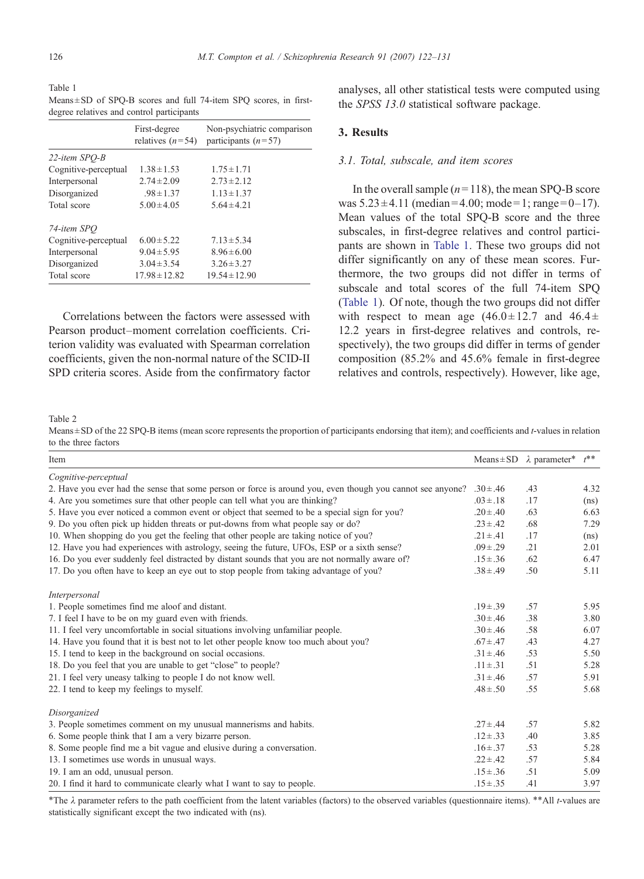Table 1
Means ± SD of SPQ-B scores and full 74-item SPQ scores, in first-degree relatives and control participants

| | First-degree relatives ($n$ = 54) | Non-psychiatric comparison participants ($n$ = 57) |
|---|---|---|
| *22-item SPQ-B* | | |
| Cognitive-perceptual | 1.38 ± 1.53 | 1.75 ± 1.71 |
| Interpersonal | 2.74 ± 2.09 | 2.73 ± 2.12 |
| Disorganized | .98 ± 1.37 | 1.13 ± 1.37 |
| Total score | 5.00 ± 4.05 | 5.64 ± 4.21 |
| *74-item SPQ* | | |
| Cognitive-perceptual | 6.00 ± 5.22 | 7.13 ± 5.34 |
| Interpersonal | 9.04 ± 5.95 | 8.96 ± 6.00 |
| Disorganized | 3.04 ± 3.54 | 3.26 ± 3.27 |
| Total score | 17.98 ± 12.82 | 19.54 ± 12.90 |

Correlations between the factors were assessed with Pearson product–moment correlation coefficients. Criterion validity was evaluated with Spearman correlation coefficients, given the non-normal nature of the SCID-II SPD criteria scores. Aside from the confirmatory factor analyses, all other statistical tests were computed using the *SPSS 13.0* statistical software package.

## 3. Results

### 3.1. Total, subscale, and item scores

In the overall sample ($n$ = 118), the mean SPQ-B score was 5.23 ± 4.11 (median = 4.00; mode = 1; range = 0–17). Mean values of the total SPQ-B score and the three subscales, in first-degree relatives and control participants are shown in Table 1. These two groups did not differ significantly on any of these mean scores. Furthermore, the two groups did not differ in terms of subscale and total scores of the full 74-item SPQ (Table 1). Of note, though the two groups did not differ with respect to mean age (46.0 ± 12.7 and 46.4 ± 12.2 years in first-degree relatives and controls, respectively), the two groups did differ in terms of gender composition (85.2% and 45.6% female in first-degree relatives and controls, respectively). However, like age,

Table 2
Means ± SD of the 22 SPQ-B items (mean score represents the proportion of participants endorsing that item); and coefficients and $t$-values in relation to the three factors

| Item | Means ± SD | $\lambda$ parameter* | $t$** |
|---|---|---|---|
| *Cognitive-perceptual* | | | |
| 2. Have you ever had the sense that some person or force is around you, even though you cannot see anyone? | .30 ± .46 | .43 | 4.32 |
| 4. Are you sometimes sure that other people can tell what you are thinking? | .03 ± .18 | .17 | (ns) |
| 5. Have you ever noticed a common event or object that seemed to be a special sign for you? | .20 ± .40 | .63 | 6.63 |
| 9. Do you often pick up hidden threats or put-downs from what people say or do? | .23 ± .42 | .68 | 7.29 |
| 10. When shopping do you get the feeling that other people are taking notice of you? | .21 ± .41 | .17 | (ns) |
| 12. Have you had experiences with astrology, seeing the future, UFOs, ESP or a sixth sense? | .09 ± .29 | .21 | 2.01 |
| 16. Do you ever suddenly feel distracted by distant sounds that you are not normally aware of? | .15 ± .36 | .62 | 6.47 |
| 17. Do you often have to keep an eye out to stop people from taking advantage of you? | .38 ± .49 | .50 | 5.11 |
| *Interpersonal* | | | |
| 1. People sometimes find me aloof and distant. | .19 ± .39 | .57 | 5.95 |
| 7. I feel I have to be on my guard even with friends. | .30 ± .46 | .38 | 3.80 |
| 11. I feel very uncomfortable in social situations involving unfamiliar people. | .30 ± .46 | .58 | 6.07 |
| 14. Have you found that it is best not to let other people know too much about you? | .67 ± .47 | .43 | 4.27 |
| 15. I tend to keep in the background on social occasions. | .31 ± .46 | .53 | 5.50 |
| 18. Do you feel that you are unable to get "close" to people? | .11 ± .31 | .51 | 5.28 |
| 21. I feel very uneasy talking to people I do not know well. | .31 ± .46 | .57 | 5.91 |
| 22. I tend to keep my feelings to myself. | .48 ± .50 | .55 | 5.68 |
| *Disorganized* | | | |
| 3. People sometimes comment on my unusual mannerisms and habits. | .27 ± .44 | .57 | 5.82 |
| 6. Some people think that I am a very bizarre person. | .12 ± .33 | .40 | 3.85 |
| 8. Some people find me a bit vague and elusive during a conversation. | .16 ± .37 | .53 | 5.28 |
| 13. I sometimes use words in unusual ways. | .22 ± .42 | .57 | 5.84 |
| 19. I am an odd, unusual person. | .15 ± .36 | .51 | 5.09 |
| 20. I find it hard to communicate clearly what I want to say to people. | .15 ± .35 | .41 | 3.97 |

*The $\lambda$ parameter refers to the path coefficient from the latent variables (factors) to the observed variables (questionnaire items). **All $t$-values are statistically significant except the two indicated with (ns).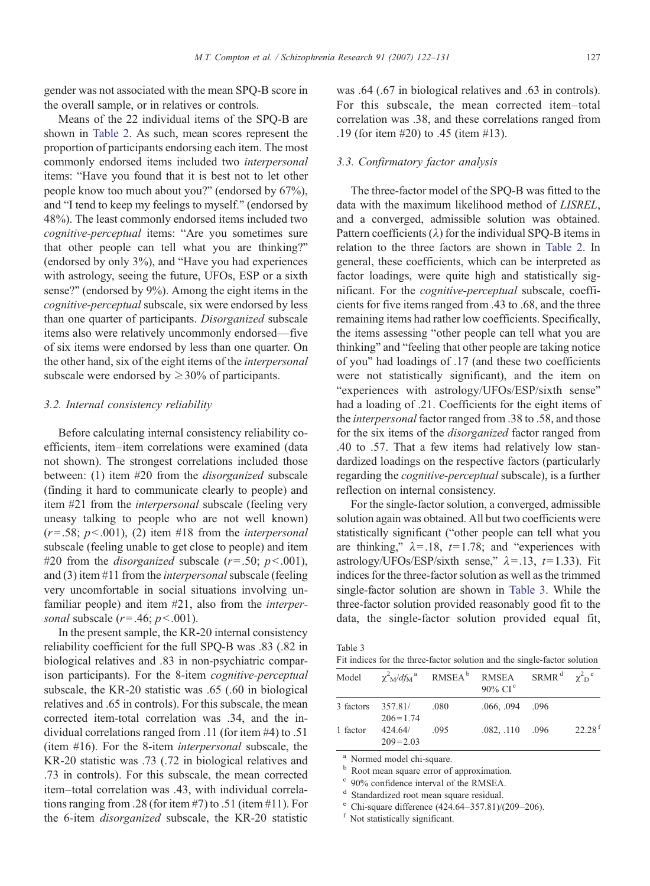gender was not associated with the mean SPQ-B score in the overall sample, or in relatives or controls.

Means of the 22 individual items of the SPQ-B are shown in Table 2. As such, mean scores represent the proportion of participants endorsing each item. The most commonly endorsed items included two *interpersonal* items: "Have you found that it is best not to let other people know too much about you?" (endorsed by 67%), and "I tend to keep my feelings to myself." (endorsed by 48%). The least commonly endorsed items included two *cognitive-perceptual* items: "Are you sometimes sure that other people can tell what you are thinking?" (endorsed by only 3%), and "Have you had experiences with astrology, seeing the future, UFOs, ESP or a sixth sense?" (endorsed by 9%). Among the eight items in the *cognitive-perceptual* subscale, six were endorsed by less than one quarter of participants. *Disorganized* subscale items also were relatively uncommonly endorsed—five of six items were endorsed by less than one quarter. On the other hand, six of the eight items of the *interpersonal* subscale were endorsed by $\geq 30\%$ of participants.

### 3.2. Internal consistency reliability

Before calculating internal consistency reliability coefficients, item–item correlations were examined (data not shown). The strongest correlations included those between: (1) item #20 from the *disorganized* subscale (finding it hard to communicate clearly to people) and item #21 from the *interpersonal* subscale (feeling very uneasy talking to people who are not well known) ($r = .58$; $p < .001$), (2) item #18 from the *interpersonal* subscale (feeling unable to get close to people) and item #20 from the *disorganized* subscale ($r = .50$; $p < .001$), and (3) item #11 from the *interpersonal* subscale (feeling very uncomfortable in social situations involving unfamiliar people) and item #21, also from the *interpersonal* subscale ($r = .46$; $p < .001$).

In the present sample, the KR-20 internal consistency reliability coefficient for the full SPQ-B was .83 (.82 in biological relatives and .83 in non-psychiatric comparison participants). For the 8-item *cognitive-perceptual* subscale, the KR-20 statistic was .65 (.60 in biological relatives and .65 in controls). For this subscale, the mean corrected item-total correlation was .34, and the individual correlations ranged from .11 (for item #4) to .51 (item #16). For the 8-item *interpersonal* subscale, the KR-20 statistic was .73 (.72 in biological relatives and .73 in controls). For this subscale, the mean corrected item–total correlation was .43, with individual correlations ranging from .28 (for item #7) to .51 (item #11). For the 6-item *disorganized* subscale, the KR-20 statistic was .64 (.67 in biological relatives and .63 in controls). For this subscale, the mean corrected item–total correlation was .38, and these correlations ranged from .19 (for item #20) to .45 (item #13).

### 3.3. Confirmatory factor analysis

The three-factor model of the SPQ-B was fitted to the data with the maximum likelihood method of *LISREL*, and a converged, admissible solution was obtained. Pattern coefficients ($\lambda$) for the individual SPQ-B items in relation to the three factors are shown in Table 2. In general, these coefficients, which can be interpreted as factor loadings, were quite high and statistically significant. For the *cognitive-perceptual* subscale, coefficients for five items ranged from .43 to .68, and the three remaining items had rather low coefficients. Specifically, the items assessing "other people can tell what you are thinking" and "feeling that other people are taking notice of you" had loadings of .17 (and these two coefficients were not statistically significant), and the item on "experiences with astrology/UFOs/ESP/sixth sense" had a loading of .21. Coefficients for the eight items of the *interpersonal* factor ranged from .38 to .58, and those for the six items of the *disorganized* factor ranged from .40 to .57. That a few items had relatively low standardized loadings on the respective factors (particularly regarding the *cognitive-perceptual* subscale), is a further reflection on internal consistency.

For the single-factor solution, a converged, admissible solution again was obtained. All but two coefficients were statistically significant ("other people can tell what you are thinking," $\lambda = .18$, $t = 1.78$; and "experiences with astrology/UFOs/ESP/sixth sense," $\lambda = .13$, $t = 1.33$). Fit indices for the three-factor solution as well as the trimmed single-factor solution are shown in Table 3. While the three-factor solution provided reasonably good fit to the data, the single-factor solution provided equal fit,

Table 3
Fit indices for the three-factor solution and the single-factor solution

| Model | $\chi^2_M/df_M$ [a] | RMSEA [b] | RMSEA 90% CI [c] | SRMR [d] | $\chi^2_D$ [e] |
|---|---|---|---|---|---|
| 3 factors | 357.81/206 = 1.74 | .080 | .066, .094 | .096 | |
| 1 factor | 424.64/209 = 2.03 | .095 | .082, .110 | .096 | 22.28 [f] |

[a] Normed model chi-square.
[b] Root mean square error of approximation.
[c] 90% confidence interval of the RMSEA.
[d] Standardized root mean square residual.
[e] Chi-square difference (424.64–357.81)/(209–206).
[f] Not statistically significant.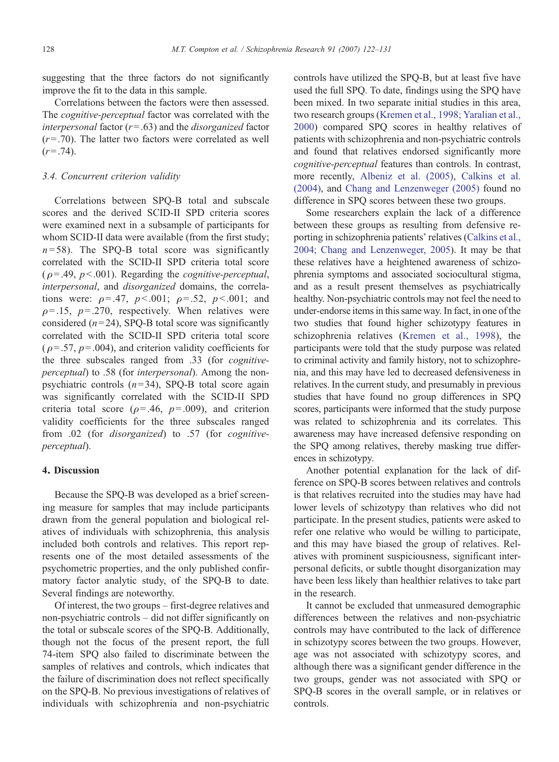suggesting that the three factors do not significantly improve the fit to the data in this sample.

Correlations between the factors were then assessed. The *cognitive-perceptual* factor was correlated with the *interpersonal* factor ($r=.63$) and the *disorganized* factor ($r=.70$). The latter two factors were correlated as well ($r=.74$).

### 3.4. Concurrent criterion validity

Correlations between SPQ-B total and subscale scores and the derived SCID-II SPD criteria scores were examined next in a subsample of participants for whom SCID-II data were available (from the first study; $n=58$). The SPQ-B total score was significantly correlated with the SCID-II SPD criteria total score ($\rho=.49$, $p<.001$). Regarding the *cognitive-perceptual*, *interpersonal*, and *disorganized* domains, the correlations were: $\rho=.47$, $p<.001$; $\rho=.52$, $p<.001$; and $\rho=.15$, $p=.270$, respectively. When relatives were considered ($n=24$), SPQ-B total score was significantly correlated with the SCID-II SPD criteria total score ($\rho=.57$, $p=.004$), and criterion validity coefficients for the three subscales ranged from .33 (for *cognitive-perceptual*) to .58 (for *interpersonal*). Among the non-psychiatric controls ($n=34$), SPQ-B total score again was significantly correlated with the SCID-II SPD criteria total score ($\rho=.46$, $p=.009$), and criterion validity coefficients for the three subscales ranged from .02 (for *disorganized*) to .57 (for *cognitive-perceptual*).

## 4. Discussion

Because the SPQ-B was developed as a brief screening measure for samples that may include participants drawn from the general population and biological relatives of individuals with schizophrenia, this analysis included both controls and relatives. This report represents one of the most detailed assessments of the psychometric properties, and the only published confirmatory factor analytic study, of the SPQ-B to date. Several findings are noteworthy.

Of interest, the two groups – first-degree relatives and non-psychiatric controls – did not differ significantly on the total or subscale scores of the SPQ-B. Additionally, though not the focus of the present report, the full 74-item SPQ also failed to discriminate between the samples of relatives and controls, which indicates that the failure of discrimination does not reflect specifically on the SPQ-B. No previous investigations of relatives of individuals with schizophrenia and non-psychiatric controls have utilized the SPQ-B, but at least five have used the full SPQ. To date, findings using the SPQ have been mixed. In two separate initial studies in this area, two research groups (Kremen et al., 1998; Yaralian et al., 2000) compared SPQ scores in healthy relatives of patients with schizophrenia and non-psychiatric controls and found that relatives endorsed significantly more *cognitive-perceptual* features than controls. In contrast, more recently, Albeniz et al. (2005), Calkins et al. (2004), and Chang and Lenzenweger (2005) found no difference in SPQ scores between these two groups.

Some researchers explain the lack of a difference between these groups as resulting from defensive reporting in schizophrenia patients' relatives (Calkins et al., 2004; Chang and Lenzenweger, 2005). It may be that these relatives have a heightened awareness of schizophrenia symptoms and associated sociocultural stigma, and as a result present themselves as psychiatrically healthy. Non-psychiatric controls may not feel the need to under-endorse items in this same way. In fact, in one of the two studies that found higher schizotypy features in schizophrenia relatives (Kremen et al., 1998), the participants were told that the study purpose was related to criminal activity and family history, not to schizophrenia, and this may have led to decreased defensiveness in relatives. In the current study, and presumably in previous studies that have found no group differences in SPQ scores, participants were informed that the study purpose was related to schizophrenia and its correlates. This awareness may have increased defensive responding on the SPQ among relatives, thereby masking true differences in schizotypy.

Another potential explanation for the lack of difference on SPQ-B scores between relatives and controls is that relatives recruited into the studies may have had lower levels of schizotypy than relatives who did not participate. In the present studies, patients were asked to refer one relative who would be willing to participate, and this may have biased the group of relatives. Relatives with prominent suspiciousness, significant interpersonal deficits, or subtle thought disorganization may have been less likely than healthier relatives to take part in the research.

It cannot be excluded that unmeasured demographic differences between the relatives and non-psychiatric controls may have contributed to the lack of difference in schizotypy scores between the two groups. However, age was not associated with schizotypy scores, and although there was a significant gender difference in the two groups, gender was not associated with SPQ or SPQ-B scores in the overall sample, or in relatives or controls.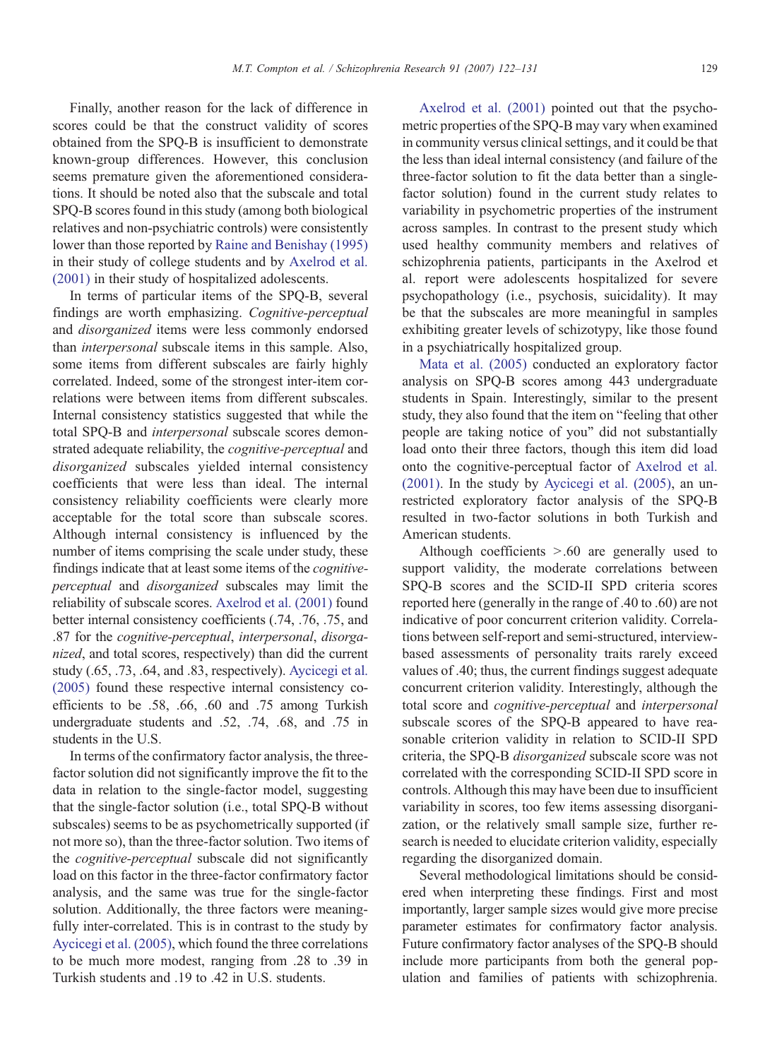Finally, another reason for the lack of difference in scores could be that the construct validity of scores obtained from the SPQ-B is insufficient to demonstrate known-group differences. However, this conclusion seems premature given the aforementioned considerations. It should be noted also that the subscale and total SPQ-B scores found in this study (among both biological relatives and non-psychiatric controls) were consistently lower than those reported by Raine and Benishay (1995) in their study of college students and by Axelrod et al. (2001) in their study of hospitalized adolescents.

In terms of particular items of the SPQ-B, several findings are worth emphasizing. *Cognitive-perceptual* and *disorganized* items were less commonly endorsed than *interpersonal* subscale items in this sample. Also, some items from different subscales are fairly highly correlated. Indeed, some of the strongest inter-item correlations were between items from different subscales. Internal consistency statistics suggested that while the total SPQ-B and *interpersonal* subscale scores demonstrated adequate reliability, the *cognitive-perceptual* and *disorganized* subscales yielded internal consistency coefficients that were less than ideal. The internal consistency reliability coefficients were clearly more acceptable for the total score than subscale scores. Although internal consistency is influenced by the number of items comprising the scale under study, these findings indicate that at least some items of the *cognitive-perceptual* and *disorganized* subscales may limit the reliability of subscale scores. Axelrod et al. (2001) found better internal consistency coefficients (.74, .76, .75, and .87 for the *cognitive-perceptual*, *interpersonal*, *disorganized*, and total scores, respectively) than did the current study (.65, .73, .64, and .83, respectively). Aycicegi et al. (2005) found these respective internal consistency coefficients to be .58, .66, .60 and .75 among Turkish undergraduate students and .52, .74, .68, and .75 in students in the U.S.

In terms of the confirmatory factor analysis, the three-factor solution did not significantly improve the fit to the data in relation to the single-factor model, suggesting that the single-factor solution (i.e., total SPQ-B without subscales) seems to be as psychometrically supported (if not more so), than the three-factor solution. Two items of the *cognitive-perceptual* subscale did not significantly load on this factor in the three-factor confirmatory factor analysis, and the same was true for the single-factor solution. Additionally, the three factors were meaningfully inter-correlated. This is in contrast to the study by Aycicegi et al. (2005), which found the three correlations to be much more modest, ranging from .28 to .39 in Turkish students and .19 to .42 in U.S. students.

Axelrod et al. (2001) pointed out that the psychometric properties of the SPQ-B may vary when examined in community versus clinical settings, and it could be that the less than ideal internal consistency (and failure of the three-factor solution to fit the data better than a single-factor solution) found in the current study relates to variability in psychometric properties of the instrument across samples. In contrast to the present study which used healthy community members and relatives of schizophrenia patients, participants in the Axelrod et al. report were adolescents hospitalized for severe psychopathology (i.e., psychosis, suicidality). It may be that the subscales are more meaningful in samples exhibiting greater levels of schizotypy, like those found in a psychiatrically hospitalized group.

Mata et al. (2005) conducted an exploratory factor analysis on SPQ-B scores among 443 undergraduate students in Spain. Interestingly, similar to the present study, they also found that the item on "feeling that other people are taking notice of you" did not substantially load onto their three factors, though this item did load onto the cognitive-perceptual factor of Axelrod et al. (2001). In the study by Aycicegi et al. (2005), an unrestricted exploratory factor analysis of the SPQ-B resulted in two-factor solutions in both Turkish and American students.

Although coefficients >.60 are generally used to support validity, the moderate correlations between SPQ-B scores and the SCID-II SPD criteria scores reported here (generally in the range of .40 to .60) are not indicative of poor concurrent criterion validity. Correlations between self-report and semi-structured, interview-based assessments of personality traits rarely exceed values of .40; thus, the current findings suggest adequate concurrent criterion validity. Interestingly, although the total score and *cognitive-perceptual* and *interpersonal* subscale scores of the SPQ-B appeared to have reasonable criterion validity in relation to SCID-II SPD criteria, the SPQ-B *disorganized* subscale score was not correlated with the corresponding SCID-II SPD score in controls. Although this may have been due to insufficient variability in scores, too few items assessing disorganization, or the relatively small sample size, further research is needed to elucidate criterion validity, especially regarding the disorganized domain.

Several methodological limitations should be considered when interpreting these findings. First and most importantly, larger sample sizes would give more precise parameter estimates for confirmatory factor analysis. Future confirmatory factor analyses of the SPQ-B should include more participants from both the general population and families of patients with schizophrenia.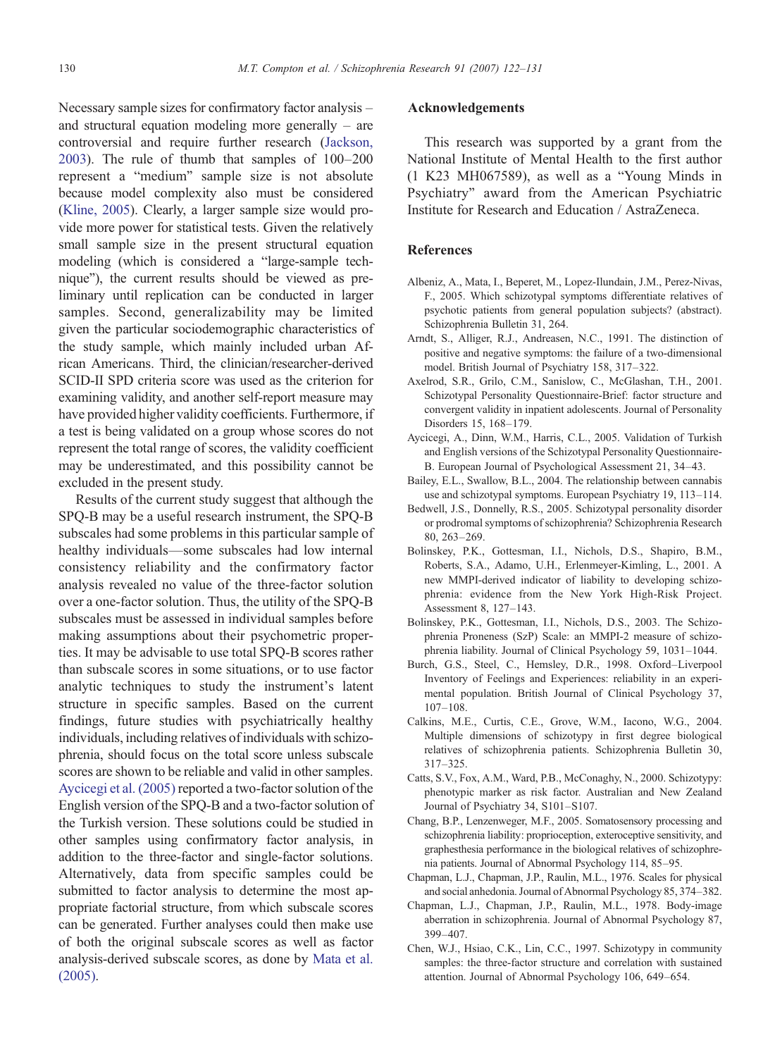Necessary sample sizes for confirmatory factor analysis – and structural equation modeling more generally – are controversial and require further research (Jackson, 2003). The rule of thumb that samples of 100–200 represent a "medium" sample size is not absolute because model complexity also must be considered (Kline, 2005). Clearly, a larger sample size would provide more power for statistical tests. Given the relatively small sample size in the present structural equation modeling (which is considered a "large-sample technique"), the current results should be viewed as preliminary until replication can be conducted in larger samples. Second, generalizability may be limited given the particular sociodemographic characteristics of the study sample, which mainly included urban African Americans. Third, the clinician/researcher-derived SCID-II SPD criteria score was used as the criterion for examining validity, and another self-report measure may have provided higher validity coefficients. Furthermore, if a test is being validated on a group whose scores do not represent the total range of scores, the validity coefficient may be underestimated, and this possibility cannot be excluded in the present study.

Results of the current study suggest that although the SPQ-B may be a useful research instrument, the SPQ-B subscales had some problems in this particular sample of healthy individuals—some subscales had low internal consistency reliability and the confirmatory factor analysis revealed no value of the three-factor solution over a one-factor solution. Thus, the utility of the SPQ-B subscales must be assessed in individual samples before making assumptions about their psychometric properties. It may be advisable to use total SPQ-B scores rather than subscale scores in some situations, or to use factor analytic techniques to study the instrument's latent structure in specific samples. Based on the current findings, future studies with psychiatrically healthy individuals, including relatives of individuals with schizophrenia, should focus on the total score unless subscale scores are shown to be reliable and valid in other samples. Aycicegi et al. (2005) reported a two-factor solution of the English version of the SPQ-B and a two-factor solution of the Turkish version. These solutions could be studied in other samples using confirmatory factor analysis, in addition to the three-factor and single-factor solutions. Alternatively, data from specific samples could be submitted to factor analysis to determine the most appropriate factorial structure, from which subscale scores can be generated. Further analyses could then make use of both the original subscale scores as well as factor analysis-derived subscale scores, as done by Mata et al. (2005).

## Acknowledgements

This research was supported by a grant from the National Institute of Mental Health to the first author (1 K23 MH067589), as well as a "Young Minds in Psychiatry" award from the American Psychiatric Institute for Research and Education / AstraZeneca.

## References

Albeniz, A., Mata, I., Beperet, M., Lopez-Ilundain, J.M., Perez-Nivas, F., 2005. Which schizotypal symptoms differentiate relatives of psychotic patients from general population subjects? (abstract). Schizophrenia Bulletin 31, 264.

Arndt, S., Alliger, R.J., Andreasen, N.C., 1991. The distinction of positive and negative symptoms: the failure of a two-dimensional model. British Journal of Psychiatry 158, 317–322.

Axelrod, S.R., Grilo, C.M., Sanislow, C., McGlashan, T.H., 2001. Schizotypal Personality Questionnaire-Brief: factor structure and convergent validity in inpatient adolescents. Journal of Personality Disorders 15, 168–179.

Aycicegi, A., Dinn, W.M., Harris, C.L., 2005. Validation of Turkish and English versions of the Schizotypal Personality Questionnaire-B. European Journal of Psychological Assessment 21, 34–43.

Bailey, E.L., Swallow, B.L., 2004. The relationship between cannabis use and schizotypal symptoms. European Psychiatry 19, 113–114.

Bedwell, J.S., Donnelly, R.S., 2005. Schizotypal personality disorder or prodromal symptoms of schizophrenia? Schizophrenia Research 80, 263–269.

Bolinskey, P.K., Gottesman, I.I., Nichols, D.S., Shapiro, B.M., Roberts, S.A., Adamo, U.H., Erlenmeyer-Kimling, L., 2001. A new MMPI-derived indicator of liability to developing schizophrenia: evidence from the New York High-Risk Project. Assessment 8, 127–143.

Bolinskey, P.K., Gottesman, I.I., Nichols, D.S., 2003. The Schizophrenia Proneness (SzP) Scale: an MMPI-2 measure of schizophrenia liability. Journal of Clinical Psychology 59, 1031–1044.

Burch, G.S., Steel, C., Hemsley, D.R., 1998. Oxford–Liverpool Inventory of Feelings and Experiences: reliability in an experimental population. British Journal of Clinical Psychology 37, 107–108.

Calkins, M.E., Curtis, C.E., Grove, W.M., Iacono, W.G., 2004. Multiple dimensions of schizotypy in first degree biological relatives of schizophrenia patients. Schizophrenia Bulletin 30, 317–325.

Catts, S.V., Fox, A.M., Ward, P.B., McConaghy, N., 2000. Schizotypy: phenotypic marker as risk factor. Australian and New Zealand Journal of Psychiatry 34, S101–S107.

Chang, B.P., Lenzenweger, M.F., 2005. Somatosensory processing and schizophrenia liability: proprioception, exteroceptive sensitivity, and graphesthesia performance in the biological relatives of schizophrenia patients. Journal of Abnormal Psychology 114, 85–95.

Chapman, L.J., Chapman, J.P., Raulin, M.L., 1976. Scales for physical and social anhedonia. Journal of Abnormal Psychology 85, 374–382.

Chapman, L.J., Chapman, J.P., Raulin, M.L., 1978. Body-image aberration in schizophrenia. Journal of Abnormal Psychology 87, 399–407.

Chen, W.J., Hsiao, C.K., Lin, C.C., 1997. Schizotypy in community samples: the three-factor structure and correlation with sustained attention. Journal of Abnormal Psychology 106, 649–654.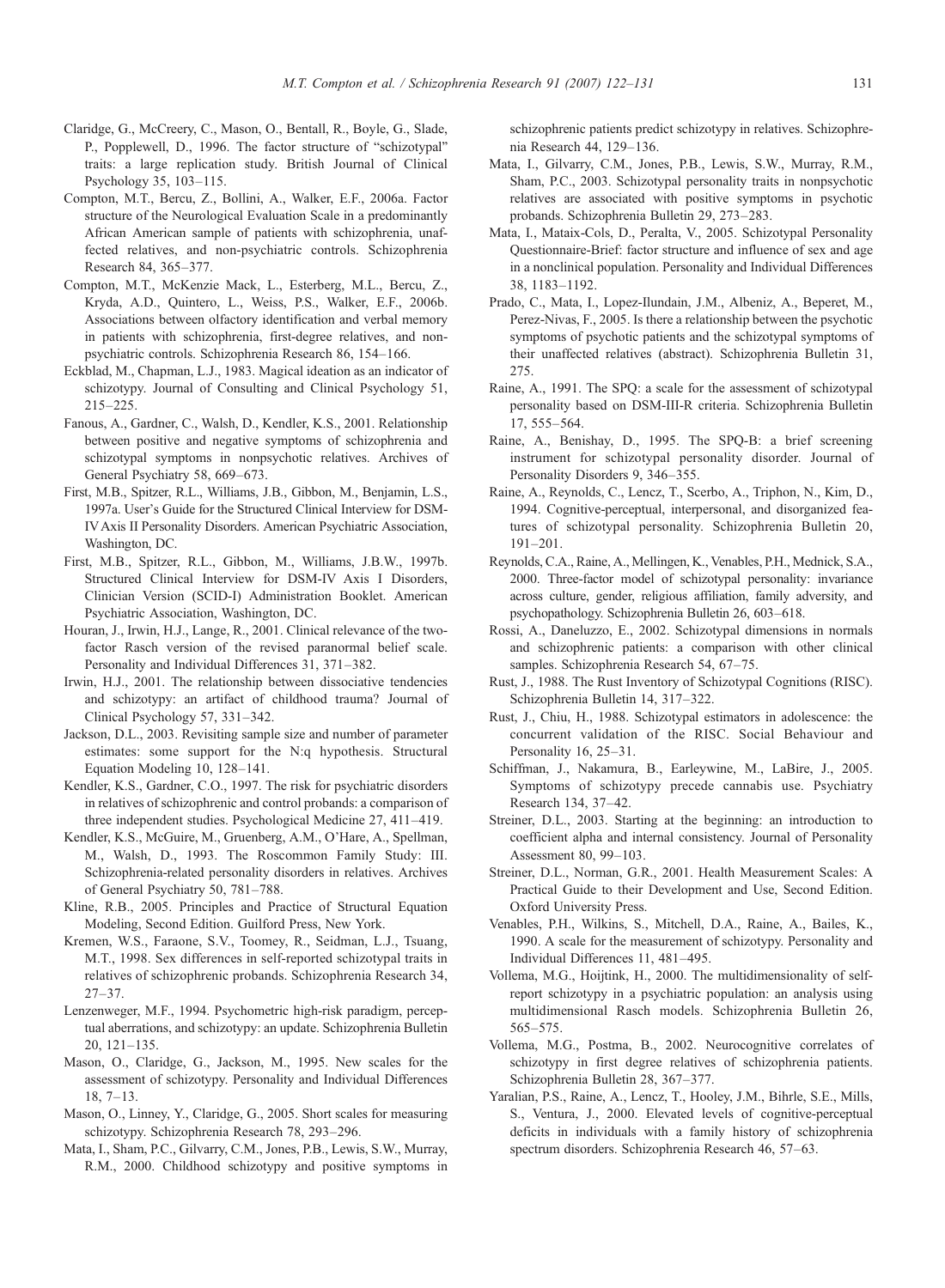Claridge, G., McCreery, C., Mason, O., Bentall, R., Boyle, G., Slade, P., Popplewell, D., 1996. The factor structure of "schizotypal" traits: a large replication study. British Journal of Clinical Psychology 35, 103–115.

Compton, M.T., Bercu, Z., Bollini, A., Walker, E.F., 2006a. Factor structure of the Neurological Evaluation Scale in a predominantly African American sample of patients with schizophrenia, unaffected relatives, and non-psychiatric controls. Schizophrenia Research 84, 365–377.

Compton, M.T., McKenzie Mack, L., Esterberg, M.L., Bercu, Z., Kryda, A.D., Quintero, L., Weiss, P.S., Walker, E.F., 2006b. Associations between olfactory identification and verbal memory in patients with schizophrenia, first-degree relatives, and non-psychiatric controls. Schizophrenia Research 86, 154–166.

Eckblad, M., Chapman, L.J., 1983. Magical ideation as an indicator of schizotypy. Journal of Consulting and Clinical Psychology 51, 215–225.

Fanous, A., Gardner, C., Walsh, D., Kendler, K.S., 2001. Relationship between positive and negative symptoms of schizophrenia and schizotypal symptoms in nonpsychotic relatives. Archives of General Psychiatry 58, 669–673.

First, M.B., Spitzer, R.L., Williams, J.B., Gibbon, M., Benjamin, L.S., 1997a. User's Guide for the Structured Clinical Interview for DSM-IV Axis II Personality Disorders. American Psychiatric Association, Washington, DC.

First, M.B., Spitzer, R.L., Gibbon, M., Williams, J.B.W., 1997b. Structured Clinical Interview for DSM-IV Axis I Disorders, Clinician Version (SCID-I) Administration Booklet. American Psychiatric Association, Washington, DC.

Houran, J., Irwin, H.J., Lange, R., 2001. Clinical relevance of the two-factor Rasch version of the revised paranormal belief scale. Personality and Individual Differences 31, 371–382.

Irwin, H.J., 2001. The relationship between dissociative tendencies and schizotypy: an artifact of childhood trauma? Journal of Clinical Psychology 57, 331–342.

Jackson, D.L., 2003. Revisiting sample size and number of parameter estimates: some support for the N:q hypothesis. Structural Equation Modeling 10, 128–141.

Kendler, K.S., Gardner, C.O., 1997. The risk for psychiatric disorders in relatives of schizophrenic and control probands: a comparison of three independent studies. Psychological Medicine 27, 411–419.

Kendler, K.S., McGuire, M., Gruenberg, A.M., O'Hare, A., Spellman, M., Walsh, D., 1993. The Roscommon Family Study: III. Schizophrenia-related personality disorders in relatives. Archives of General Psychiatry 50, 781–788.

Kline, R.B., 2005. Principles and Practice of Structural Equation Modeling, Second Edition. Guilford Press, New York.

Kremen, W.S., Faraone, S.V., Toomey, R., Seidman, L.J., Tsuang, M.T., 1998. Sex differences in self-reported schizotypal traits in relatives of schizophrenic probands. Schizophrenia Research 34, 27–37.

Lenzenweger, M.F., 1994. Psychometric high-risk paradigm, perceptual aberrations, and schizotypy: an update. Schizophrenia Bulletin 20, 121–135.

Mason, O., Claridge, G., Jackson, M., 1995. New scales for the assessment of schizotypy. Personality and Individual Differences 18, 7–13.

Mason, O., Linney, Y., Claridge, G., 2005. Short scales for measuring schizotypy. Schizophrenia Research 78, 293–296.

Mata, I., Sham, P.C., Gilvarry, C.M., Jones, P.B., Lewis, S.W., Murray, R.M., 2000. Childhood schizotypy and positive symptoms in schizophrenic patients predict schizotypy in relatives. Schizophrenia Research 44, 129–136.

Mata, I., Gilvarry, C.M., Jones, P.B., Lewis, S.W., Murray, R.M., Sham, P.C., 2003. Schizotypal personality traits in nonpsychotic relatives are associated with positive symptoms in psychotic probands. Schizophrenia Bulletin 29, 273–283.

Mata, I., Mataix-Cols, D., Peralta, V., 2005. Schizotypal Personality Questionnaire-Brief: factor structure and influence of sex and age in a nonclinical population. Personality and Individual Differences 38, 1183–1192.

Prado, C., Mata, I., Lopez-Ilundain, J.M., Albeniz, A., Beperet, M., Perez-Nivas, F., 2005. Is there a relationship between the psychotic symptoms of psychotic patients and the schizotypal symptoms of their unaffected relatives (abstract). Schizophrenia Bulletin 31, 275.

Raine, A., 1991. The SPQ: a scale for the assessment of schizotypal personality based on DSM-III-R criteria. Schizophrenia Bulletin 17, 555–564.

Raine, A., Benishay, D., 1995. The SPQ-B: a brief screening instrument for schizotypal personality disorder. Journal of Personality Disorders 9, 346–355.

Raine, A., Reynolds, C., Lencz, T., Scerbo, A., Triphon, N., Kim, D., 1994. Cognitive-perceptual, interpersonal, and disorganized features of schizotypal personality. Schizophrenia Bulletin 20, 191–201.

Reynolds, C.A., Raine, A., Mellingen, K., Venables, P.H., Mednick, S.A., 2000. Three-factor model of schizotypal personality: invariance across culture, gender, religious affiliation, family adversity, and psychopathology. Schizophrenia Bulletin 26, 603–618.

Rossi, A., Daneluzzo, E., 2002. Schizotypal dimensions in normals and schizophrenic patients: a comparison with other clinical samples. Schizophrenia Research 54, 67–75.

Rust, J., 1988. The Rust Inventory of Schizotypal Cognitions (RISC). Schizophrenia Bulletin 14, 317–322.

Rust, J., Chiu, H., 1988. Schizotypal estimators in adolescence: the concurrent validation of the RISC. Social Behaviour and Personality 16, 25–31.

Schiffman, J., Nakamura, B., Earleywine, M., LaBire, J., 2005. Symptoms of schizotypy precede cannabis use. Psychiatry Research 134, 37–42.

Streiner, D.L., 2003. Starting at the beginning: an introduction to coefficient alpha and internal consistency. Journal of Personality Assessment 80, 99–103.

Streiner, D.L., Norman, G.R., 2001. Health Measurement Scales: A Practical Guide to their Development and Use, Second Edition. Oxford University Press.

Venables, P.H., Wilkins, S., Mitchell, D.A., Raine, A., Bailes, K., 1990. A scale for the measurement of schizotypy. Personality and Individual Differences 11, 481–495.

Vollema, M.G., Hoijtink, H., 2000. The multidimensionality of self-report schizotypy in a psychiatric population: an analysis using multidimensional Rasch models. Schizophrenia Bulletin 26, 565–575.

Vollema, M.G., Postma, B., 2002. Neurocognitive correlates of schizotypy in first degree relatives of schizophrenia patients. Schizophrenia Bulletin 28, 367–377.

Yaralian, P.S., Raine, A., Lencz, T., Hooley, J.M., Bihrle, S.E., Mills, S., Ventura, J., 2000. Elevated levels of cognitive-perceptual deficits in individuals with a family history of schizophrenia spectrum disorders. Schizophrenia Research 46, 57–63.